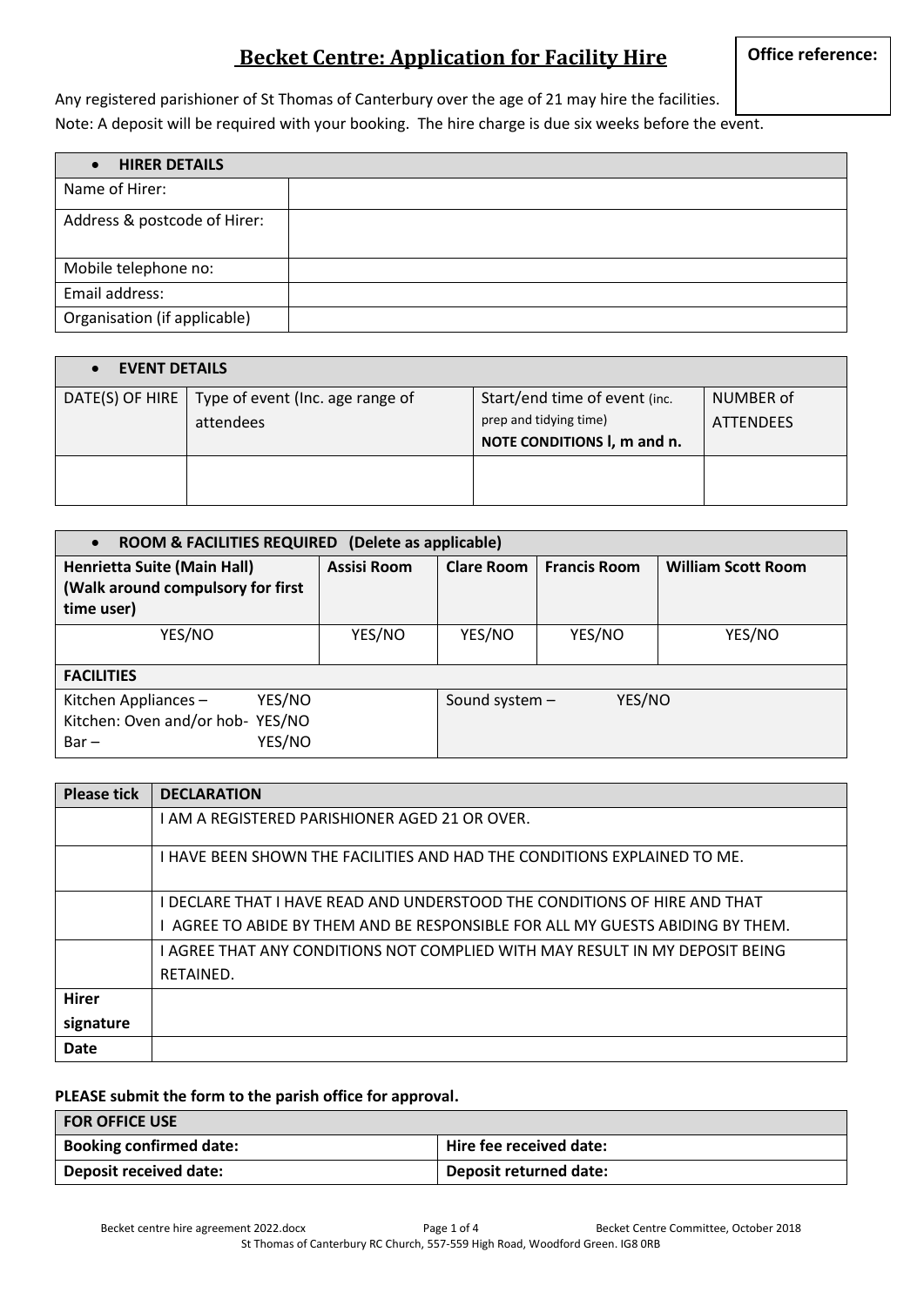# Becket Centre: Application for Facility Hire

**Office reference:**

Any registered parishioner of St Thomas of Canterbury over the age of 21 may hire the facilities.
Note: A deposit will be required with your booking. The hire charge is due six weeks before the event.

| • **HIRER DETAILS** | |
|---|---|
| Name of Hirer: | |
| Address & postcode of Hirer: | |
| Mobile telephone no: | |
| Email address: | |
| Organisation (if applicable) | |

| • **EVENT DETAILS** | | | |
|---|---|---|---|
| DATE(S) OF HIRE | Type of event (Inc. age range of attendees | Start/end time of event (inc. prep and tidying time) **NOTE CONDITIONS l, m and n.** | NUMBER of ATTENDEES |
| | | | |

| • **ROOM & FACILITIES REQUIRED (Delete as applicable)** | | | | |
|---|---|---|---|---|
| **Henrietta Suite (Main Hall) (Walk around compulsory for first time user)** | **Assisi Room** | **Clare Room** | **Francis Room** | **William Scott Room** |
| YES/NO | YES/NO | YES/NO | YES/NO | YES/NO |
| **FACILITIES** | | | | |
| Kitchen Appliances – YES/NO<br>Kitchen: Oven and/or hob- YES/NO<br>Bar – YES/NO | | Sound system – YES/NO | | |

| Please tick | DECLARATION |
|---|---|
| | I AM A REGISTERED PARISHIONER AGED 21 OR OVER. |
| | I HAVE BEEN SHOWN THE FACILITIES AND HAD THE CONDITIONS EXPLAINED TO ME. |
| | I DECLARE THAT I HAVE READ AND UNDERSTOOD THE CONDITIONS OF HIRE AND THAT I AGREE TO ABIDE BY THEM AND BE RESPONSIBLE FOR ALL MY GUESTS ABIDING BY THEM. |
| | I AGREE THAT ANY CONDITIONS NOT COMPLIED WITH MAY RESULT IN MY DEPOSIT BEING RETAINED. |
| **Hirer signature** | |
| **Date** | |

**PLEASE submit the form to the parish office for approval.**

| FOR OFFICE USE | |
|---|---|
| **Booking confirmed date:** | **Hire fee received date:** |
| **Deposit received date:** | **Deposit returned date:** |

Becket centre hire agreement 2022.docx — Becket Centre Committee, October 2018
St Thomas of Canterbury RC Church, 557-559 High Road, Woodford Green. IG8 0RB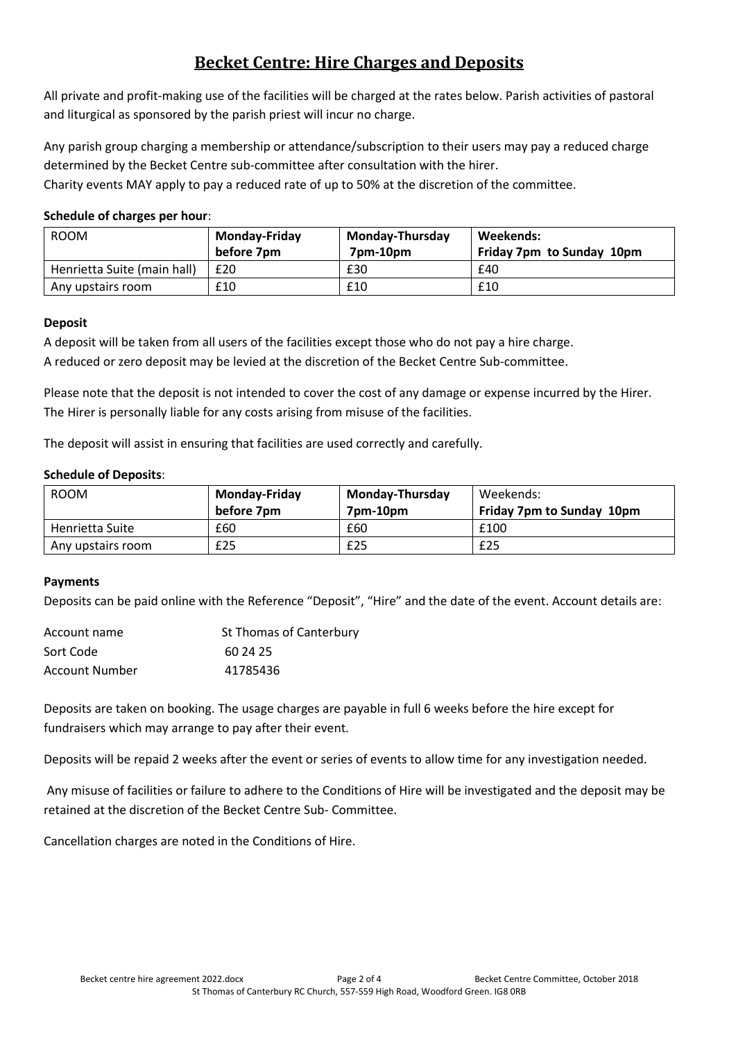# Becket Centre: Hire Charges and Deposits

All private and profit-making use of the facilities will be charged at the rates below. Parish activities of pastoral and liturgical as sponsored by the parish priest will incur no charge.

Any parish group charging a membership or attendance/subscription to their users may pay a reduced charge determined by the Becket Centre sub-committee after consultation with the hirer.
Charity events MAY apply to pay a reduced rate of up to 50% at the discretion of the committee.

**Schedule of charges per hour**:

| ROOM | **Monday-Friday before 7pm** | **Monday-Thursday 7pm-10pm** | **Weekends: Friday 7pm to Sunday 10pm** |
|---|---|---|---|
| Henrietta Suite (main hall) | £20 | £30 | £40 |
| Any upstairs room | £10 | £10 | £10 |

**Deposit**

A deposit will be taken from all users of the facilities except those who do not pay a hire charge.
A reduced or zero deposit may be levied at the discretion of the Becket Centre Sub-committee.

Please note that the deposit is not intended to cover the cost of any damage or expense incurred by the Hirer. The Hirer is personally liable for any costs arising from misuse of the facilities.

The deposit will assist in ensuring that facilities are used correctly and carefully.

**Schedule of Deposits**:

| ROOM | **Monday-Friday before 7pm** | **Monday-Thursday 7pm-10pm** | Weekends: **Friday 7pm to Sunday 10pm** |
|---|---|---|---|
| Henrietta Suite | £60 | £60 | £100 |
| Any upstairs room | £25 | £25 | £25 |

**Payments**

Deposits can be paid online with the Reference "Deposit", "Hire" and the date of the event. Account details are:

| | |
|---|---|
| Account name | St Thomas of Canterbury |
| Sort Code | 60 24 25 |
| Account Number | 41785436 |

Deposits are taken on booking. The usage charges are payable in full 6 weeks before the hire except for fundraisers which may arrange to pay after their event.

Deposits will be repaid 2 weeks after the event or series of events to allow time for any investigation needed.

Any misuse of facilities or failure to adhere to the Conditions of Hire will be investigated and the deposit may be retained at the discretion of the Becket Centre Sub- Committee.

Cancellation charges are noted in the Conditions of Hire.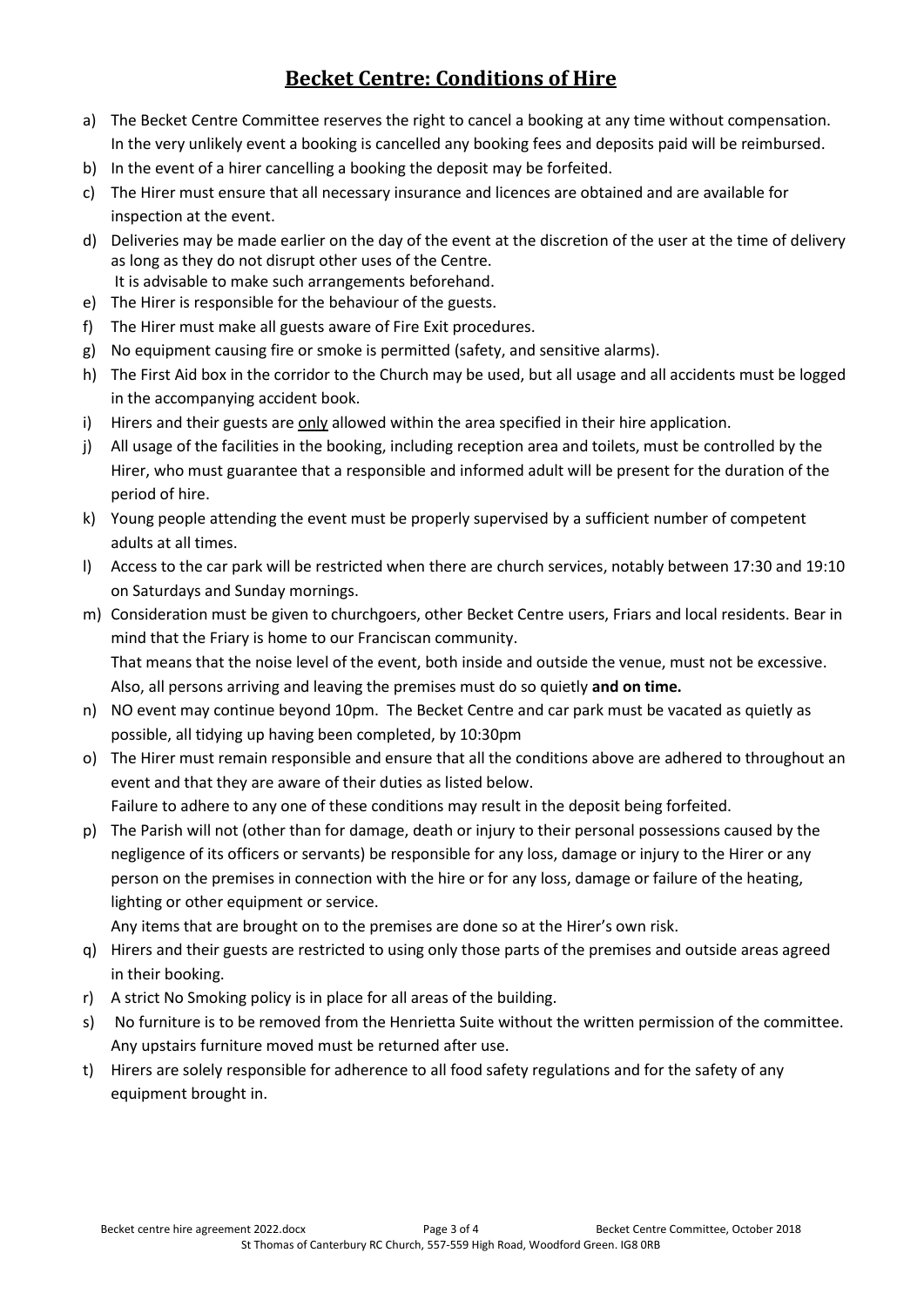# **Becket Centre: Conditions of Hire**

a) The Becket Centre Committee reserves the right to cancel a booking at any time without compensation. In the very unlikely event a booking is cancelled any booking fees and deposits paid will be reimbursed.

b) In the event of a hirer cancelling a booking the deposit may be forfeited.

c) The Hirer must ensure that all necessary insurance and licences are obtained and are available for inspection at the event.

d) Deliveries may be made earlier on the day of the event at the discretion of the user at the time of delivery as long as they do not disrupt other uses of the Centre.
It is advisable to make such arrangements beforehand.

e) The Hirer is responsible for the behaviour of the guests.

f) The Hirer must make all guests aware of Fire Exit procedures.

g) No equipment causing fire or smoke is permitted (safety, and sensitive alarms).

h) The First Aid box in the corridor to the Church may be used, but all usage and all accidents must be logged in the accompanying accident book.

i) Hirers and their guests are <u>only</u> allowed within the area specified in their hire application.

j) All usage of the facilities in the booking, including reception area and toilets, must be controlled by the Hirer, who must guarantee that a responsible and informed adult will be present for the duration of the period of hire.

k) Young people attending the event must be properly supervised by a sufficient number of competent adults at all times.

l) Access to the car park will be restricted when there are church services, notably between 17:30 and 19:10 on Saturdays and Sunday mornings.

m) Consideration must be given to churchgoers, other Becket Centre users, Friars and local residents. Bear in mind that the Friary is home to our Franciscan community.
That means that the noise level of the event, both inside and outside the venue, must not be excessive.
Also, all persons arriving and leaving the premises must do so quietly **and on time.**

n) NO event may continue beyond 10pm. The Becket Centre and car park must be vacated as quietly as possible, all tidying up having been completed, by 10:30pm

o) The Hirer must remain responsible and ensure that all the conditions above are adhered to throughout an event and that they are aware of their duties as listed below.
Failure to adhere to any one of these conditions may result in the deposit being forfeited.

p) The Parish will not (other than for damage, death or injury to their personal possessions caused by the negligence of its officers or servants) be responsible for any loss, damage or injury to the Hirer or any person on the premises in connection with the hire or for any loss, damage or failure of the heating, lighting or other equipment or service.
Any items that are brought on to the premises are done so at the Hirer's own risk.

q) Hirers and their guests are restricted to using only those parts of the premises and outside areas agreed in their booking.

r) A strict No Smoking policy is in place for all areas of the building.

s) No furniture is to be removed from the Henrietta Suite without the written permission of the committee. Any upstairs furniture moved must be returned after use.

t) Hirers are solely responsible for adherence to all food safety regulations and for the safety of any equipment brought in.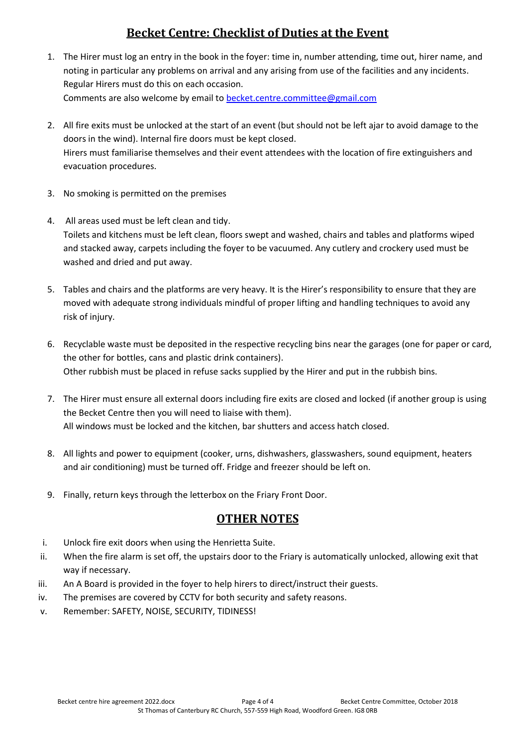# Becket Centre: Checklist of Duties at the Event

1. The Hirer must log an entry in the book in the foyer: time in, number attending, time out, hirer name, and noting in particular any problems on arrival and any arising from use of the facilities and any incidents. Regular Hirers must do this on each occasion.
   Comments are also welcome by email to becket.centre.committee@gmail.com

2. All fire exits must be unlocked at the start of an event (but should not be left ajar to avoid damage to the doors in the wind). Internal fire doors must be kept closed.
   Hirers must familiarise themselves and their event attendees with the location of fire extinguishers and evacuation procedures.

3. No smoking is permitted on the premises

4. All areas used must be left clean and tidy.
   Toilets and kitchens must be left clean, floors swept and washed, chairs and tables and platforms wiped and stacked away, carpets including the foyer to be vacuumed. Any cutlery and crockery used must be washed and dried and put away.

5. Tables and chairs and the platforms are very heavy. It is the Hirer's responsibility to ensure that they are moved with adequate strong individuals mindful of proper lifting and handling techniques to avoid any risk of injury.

6. Recyclable waste must be deposited in the respective recycling bins near the garages (one for paper or card, the other for bottles, cans and plastic drink containers).
   Other rubbish must be placed in refuse sacks supplied by the Hirer and put in the rubbish bins.

7. The Hirer must ensure all external doors including fire exits are closed and locked (if another group is using the Becket Centre then you will need to liaise with them).
   All windows must be locked and the kitchen, bar shutters and access hatch closed.

8. All lights and power to equipment (cooker, urns, dishwashers, glasswashers, sound equipment, heaters and air conditioning) must be turned off. Fridge and freezer should be left on.

9. Finally, return keys through the letterbox on the Friary Front Door.

## OTHER NOTES

i. Unlock fire exit doors when using the Henrietta Suite.
ii. When the fire alarm is set off, the upstairs door to the Friary is automatically unlocked, allowing exit that way if necessary.
iii. An A Board is provided in the foyer to help hirers to direct/instruct their guests.
iv. The premises are covered by CCTV for both security and safety reasons.
v. Remember: SAFETY, NOISE, SECURITY, TIDINESS!